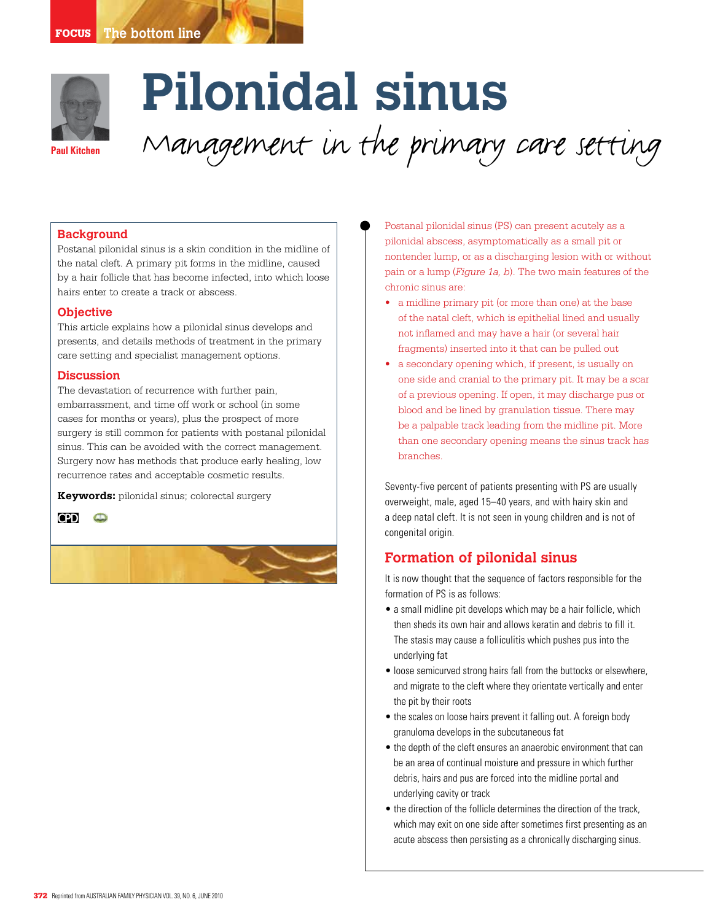# Pilonidal sinus

## Management in the primary care setting

Paul Kitchen

### Background

Postanal pilonidal sinus is a skin condition in the midline of the natal cleft. A primary pit forms in the midline, caused by a hair follicle that has become infected, into which loose hairs enter to create a track or abscess.

### Objective

This article explains how a pilonidal sinus develops and presents, and details methods of treatment in the primary care setting and specialist management options.

### Discussion

The devastation of recurrence with further pain, embarrassment, and time off work or school (in some cases for months or years), plus the prospect of more surgery is still common for patients with postanal pilonidal sinus. This can be avoided with the correct management. Surgery now has methods that produce early healing, low recurrence rates and acceptable cosmetic results.

**Keywords:** pilonidal sinus; colorectal surgery

Postanal pilonidal sinus (PS) can present acutely as a pilonidal abscess, asymptomatically as a small pit or nontender lump, or as a discharging lesion with or without pain or a lump (*Figure 1a, b*). The two main features of the chronic sinus are:

- a midline primary pit (or more than one) at the base of the natal cleft, which is epithelial lined and usually not inflamed and may have a hair (or several hair fragments) inserted into it that can be pulled out
- a secondary opening which, if present, is usually on one side and cranial to the primary pit. It may be a scar of a previous opening. If open, it may discharge pus or blood and be lined by granulation tissue. There may be a palpable track leading from the midline pit. More than one secondary opening means the sinus track has branches.

Seventy-five percent of patients presenting with PS are usually overweight, male, aged 15–40 years, and with hairy skin and a deep natal cleft. It is not seen in young children and is not of congenital origin.

## Formation of pilonidal sinus

It is now thought that the sequence of factors responsible for the formation of PS is as follows:

- a small midline pit develops which may be a hair follicle, which then sheds its own hair and allows keratin and debris to fill it. The stasis may cause a folliculitis which pushes pus into the underlying fat
- loose semicurved strong hairs fall from the buttocks or elsewhere, and migrate to the cleft where they orientate vertically and enter the pit by their roots
- the scales on loose hairs prevent it falling out. A foreign body granuloma develops in the subcutaneous fat
- the depth of the cleft ensures an anaerobic environment that can be an area of continual moisture and pressure in which further debris, hairs and pus are forced into the midline portal and underlying cavity or track
- the direction of the follicle determines the direction of the track, which may exit on one side after sometimes first presenting as an acute abscess then persisting as a chronically discharging sinus.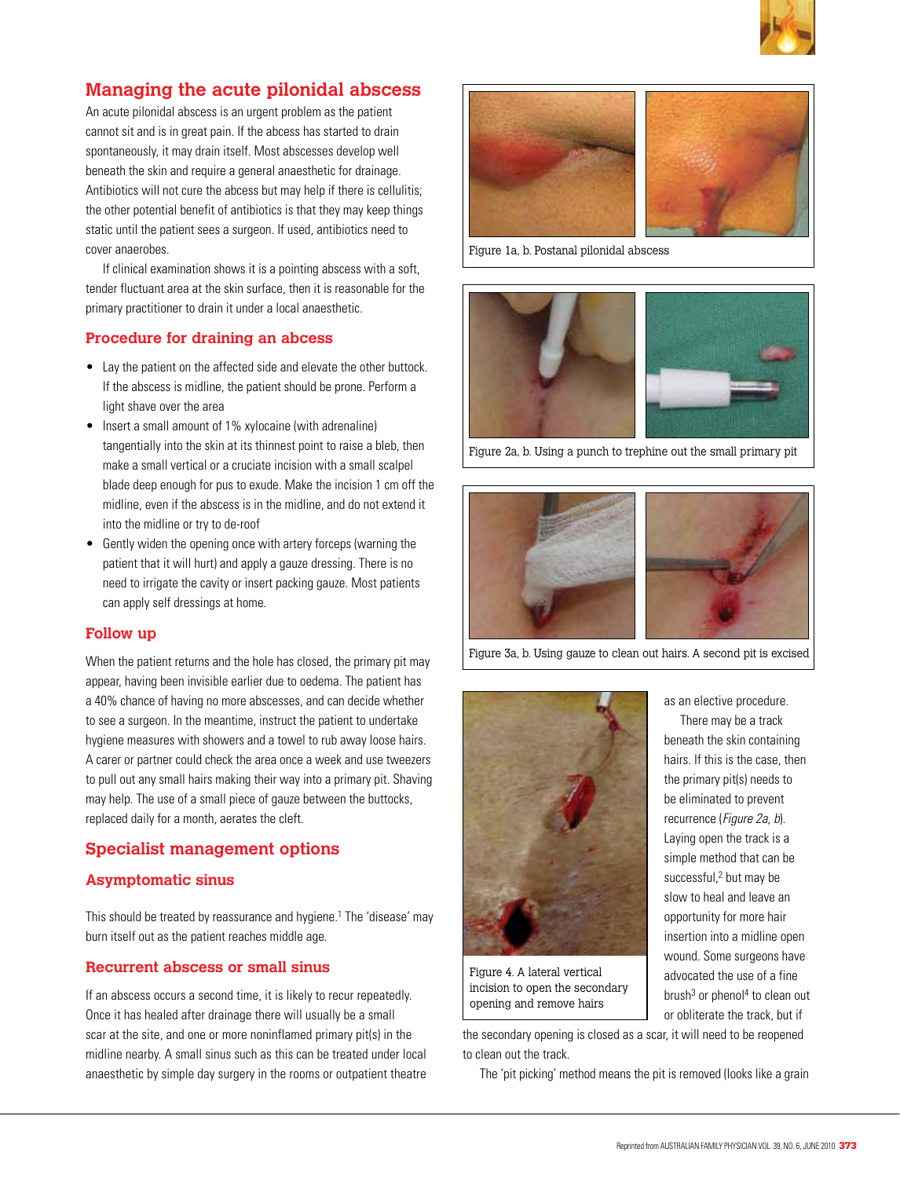## Managing the acute pilonidal abscess

An acute pilonidal abscess is an urgent problem as the patient cannot sit and is in great pain. If the abcess has started to drain spontaneously, it may drain itself. Most abscesses develop well beneath the skin and require a general anaesthetic for drainage. Antibiotics will not cure the abcess but may help if there is cellulitis; the other potential benefit of antibiotics is that they may keep things static until the patient sees a surgeon. If used, antibiotics need to cover anaerobes.

If clinical examination shows it is a pointing abscess with a soft, tender fluctuant area at the skin surface, then it is reasonable for the primary practitioner to drain it under a local anaesthetic.

### Procedure for draining an abcess

- Lay the patient on the affected side and elevate the other buttock. If the abscess is midline, the patient should be prone. Perform a light shave over the area
- Insert a small amount of 1% xylocaine (with adrenaline) tangentially into the skin at its thinnest point to raise a bleb, then make a small vertical or a cruciate incision with a small scalpel blade deep enough for pus to exude. Make the incision 1 cm off the midline, even if the abscess is in the midline, and do not extend it into the midline or try to de-roof
- Gently widen the opening once with artery forceps (warning the patient that it will hurt) and apply a gauze dressing. There is no need to irrigate the cavity or insert packing gauze. Most patients can apply self dressings at home.

### Follow up

When the patient returns and the hole has closed, the primary pit may appear, having been invisible earlier due to oedema. The patient has a 40% chance of having no more abscesses, and can decide whether to see a surgeon. In the meantime, instruct the patient to undertake hygiene measures with showers and a towel to rub away loose hairs. A carer or partner could check the area once a week and use tweezers to pull out any small hairs making their way into a primary pit. Shaving may help. The use of a small piece of gauze between the buttocks, replaced daily for a month, aerates the cleft.

## Specialist management options

### Asymptomatic sinus

This should be treated by reassurance and hygiene.[1] The 'disease' may burn itself out as the patient reaches middle age.

### Recurrent abscess or small sinus

If an abscess occurs a second time, it is likely to recur repeatedly. Once it has healed after drainage there will usually be a small scar at the site, and one or more noninflamed primary pit(s) in the midline nearby. A small sinus such as this can be treated under local anaesthetic by simple day surgery in the rooms or outpatient theatre as an elective procedure.

Figure 1a, b. Postanal pilonidal abscess

Figure 2a, b. Using a punch to trephine out the small primary pit

Figure 3a, b. Using gauze to clean out hairs. A second pit is excised

Figure 4. A lateral vertical incision to open the secondary opening and remove hairs

There may be a track beneath the skin containing hairs. If this is the case, then the primary pit(s) needs to be eliminated to prevent recurrence (*Figure 2a, b*). Laying open the track is a simple method that can be successful,[2] but may be slow to heal and leave an opportunity for more hair insertion into a midline open wound. Some surgeons have advocated the use of a fine brush[3] or phenol[4] to clean out or obliterate the track, but if the secondary opening is closed as a scar, it will need to be reopened to clean out the track.

The 'pit picking' method means the pit is removed (looks like a grain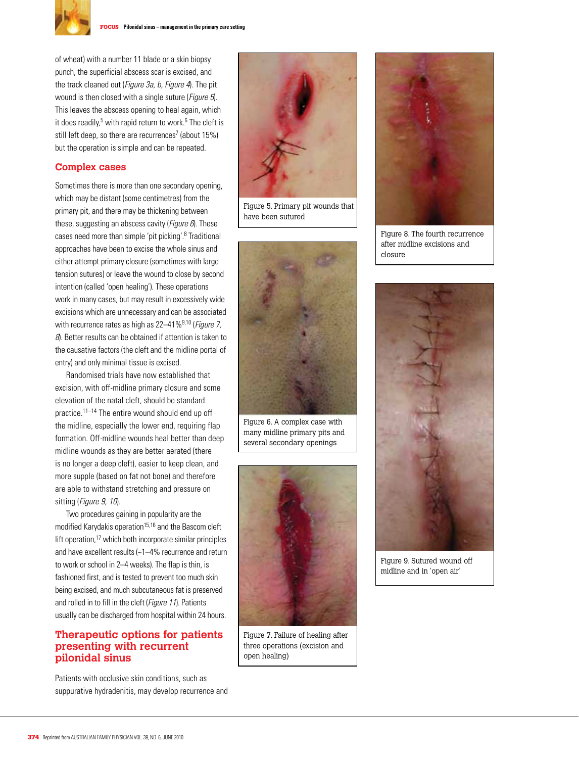of wheat) with a number 11 blade or a skin biopsy punch, the superficial abscess scar is excised, and the track cleaned out (*Figure 3a, b, Figure 4*). The pit wound is then closed with a single suture (*Figure 5*). This leaves the abscess opening to heal again, which it does readily,[5] with rapid return to work.[6] The cleft is still left deep, so there are recurrences[7] (about 15%) but the operation is simple and can be repeated.

## Complex cases

Sometimes there is more than one secondary opening, which may be distant (some centimetres) from the primary pit, and there may be thickening between these, suggesting an abscess cavity (*Figure 6*). These cases need more than simple 'pit picking'.[8] Traditional approaches have been to excise the whole sinus and either attempt primary closure (sometimes with large tension sutures) or leave the wound to close by second intention (called 'open healing'). These operations work in many cases, but may result in excessively wide excisions which are unnecessary and can be associated with recurrence rates as high as 22–41%[9,10] (*Figure 7, 8*). Better results can be obtained if attention is taken to the causative factors (the cleft and the midline portal of entry) and only minimal tissue is excised.

Randomised trials have now established that excision, with off-midline primary closure and some elevation of the natal cleft, should be standard practice.[11–14] The entire wound should end up off the midline, especially the lower end, requiring flap formation. Off-midline wounds heal better than deep midline wounds as they are better aerated (there is no longer a deep cleft), easier to keep clean, and more supple (based on fat not bone) and therefore are able to withstand stretching and pressure on sitting (*Figure 9, 10*).

Two procedures gaining in popularity are the modified Karydakis operation[15,16] and the Bascom cleft lift operation,[17] which both incorporate similar principles and have excellent results (~1–4% recurrence and return to work or school in 2–4 weeks). The flap is thin, is fashioned first, and is tested to prevent too much skin being excised, and much subcutaneous fat is preserved and rolled in to fill in the cleft (*Figure 11*). Patients usually can be discharged from hospital within 24 hours.

Figure 5. Primary pit wounds that have been sutured

Figure 6. A complex case with many midline primary pits and several secondary openings

Figure 7. Failure of healing after three operations (excision and open healing)

Figure 8. The fourth recurrence after midline excisions and closure

Figure 9. Sutured wound off midline and in 'open air'

## Therapeutic options for patients presenting with recurrent pilonidal sinus

Patients with occlusive skin conditions, such as supparative hydradenitis, may develop recurrence and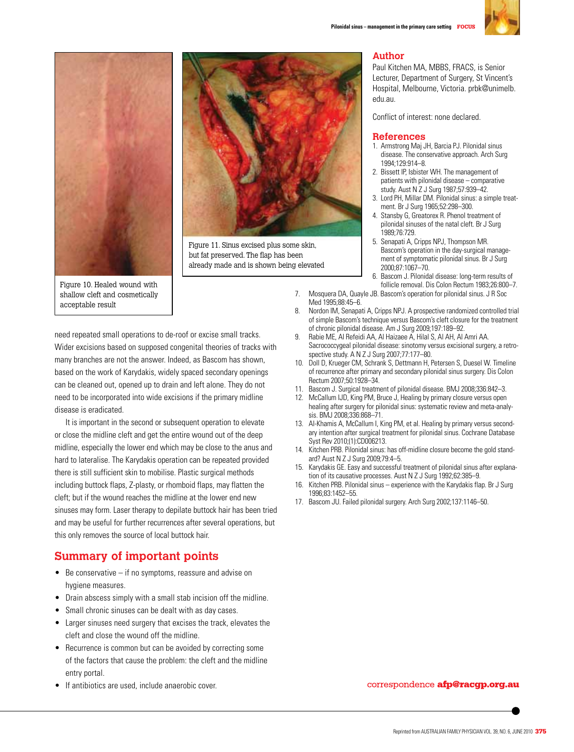Figure 10. Healed wound with shallow cleft and cosmetically acceptable result

Figure 11. Sinus excised plus some skin, but fat preserved. The flap has been already made and is shown being elevated

need repeated small operations to de-roof or excise small tracks. Wider excisions based on supposed congenital theories of tracks with many branches are not the answer. Indeed, as Bascom has shown, based on the work of Karydakis, widely spaced secondary openings can be cleaned out, opened up to drain and left alone. They do not need to be incorporated into wide excisions if the primary midline disease is eradicated.

It is important in the second or subsequent operation to elevate or close the midline cleft and get the entire wound out of the deep midline, especially the lower end which may be close to the anus and hard to lateralise. The Karydakis operation can be repeated provided there is still sufficient skin to mobilise. Plastic surgical methods including buttock flaps, Z-plasty, or rhomboid flaps, may flatten the cleft; but if the wound reaches the midline at the lower end new sinuses may form. Laser therapy to depilate buttock hair has been tried and may be useful for further recurrences after several operations, but this only removes the source of local buttock hair.

## Summary of important points

- Be conservative – if no symptoms, reassure and advise on hygiene measures.
- Drain abscess simply with a small stab incision off the midline.
- Small chronic sinuses can be dealt with as day cases.
- Larger sinuses need surgery that excises the track, elevates the cleft and close the wound off the midline.
- Recurrence is common but can be avoided by correcting some of the factors that cause the problem: the cleft and the midline entry portal.
- If antibiotics are used, include anaerobic cover.

## Author

Paul Kitchen MA, MBBS, FRACS, is Senior Lecturer, Department of Surgery, St Vincent's Hospital, Melbourne, Victoria. prbk@unimelb.edu.au.

Conflict of interest: none declared.

## References

1. Armstrong Maj JH, Barcia PJ. Pilonidal sinus disease. The conservative approach. Arch Surg 1994;129:914–8.
2. Bissett IP, Isbister WH. The management of patients with pilonidal disease – comparative study. Aust N Z J Surg 1987;57:939–42.
3. Lord PH, Millar DM. Pilonidal sinus: a simple treatment. Br J Surg 1965;52:298–300.
4. Stansby G, Greatorex R. Phenol treatment of pilonidal sinuses of the natal cleft. Br J Surg 1989;76:729.
5. Senapati A, Cripps NPJ, Thompson MR. Bascom's operation in the day-surgical management of symptomatic pilonidal sinus. Br J Surg 2000;87:1067–70.
6. Bascom J. Pilonidal disease: long-term results of follicle removal. Dis Colon Rectum 1983;26:800–7.
7. Mosquera DA, Quayle JB. Bascom's operation for pilonidal sinus. J R Soc Med 1995;88:45–6.
8. Nordon IM, Senapati A, Cripps NPJ. A prospective randomized controlled trial of simple Bascom's technique versus Bascom's cleft closure for the treatment of chronic pilonidal disease. Am J Surg 2009;197:189–92.
9. Rabie ME, Al Refeidi AA, Al Haizaee A, Hilal S, Al AH, Al Amri AA. Sacrococcygeal pilonidal disease: sinotomy versus excisional surgery, a retrospective study. A N Z J Surg 2007;77:177–80.
10. Doll D, Krueger CM, Schrank S, Dettmann H, Petersen S, Duesel W. Timeline of recurrence after primary and secondary pilonidal sinus surgery. Dis Colon Rectum 2007;50:1928–34.
11. Bascom J. Surgical treatment of pilonidal disease. BMJ 2008;336:842–3.
12. McCallum IJD, King PM, Bruce J, Healing by primary closure versus open healing after surgery for pilonidal sinus: systematic review and meta-analysis. BMJ 2008;336:868–71.
13. Al-Khamis A, McCallum I, King PM, et al. Healing by primary versus secondary intention after surgical treatment for pilonidal sinus. Cochrane Database Syst Rev 2010;(1):CD006213.
14. Kitchen PRB. Pilonidal sinus: has off-midline closure become the gold standard? Aust N Z J Surg 2009;79:4–5.
15. Karydakis GE. Easy and successful treatment of pilonidal sinus after explanation of its causative processes. Aust N Z J Surg 1992;62:385–9.
16. Kitchen PRB. Pilonidal sinus – experience with the Karydakis flap. Br J Surg 1996;83:1452–55.
17. Bascom JU. Failed pilonidal surgery. Arch Surg 2002;137:1146–50.

correspondence **afp@racgp.org.au**